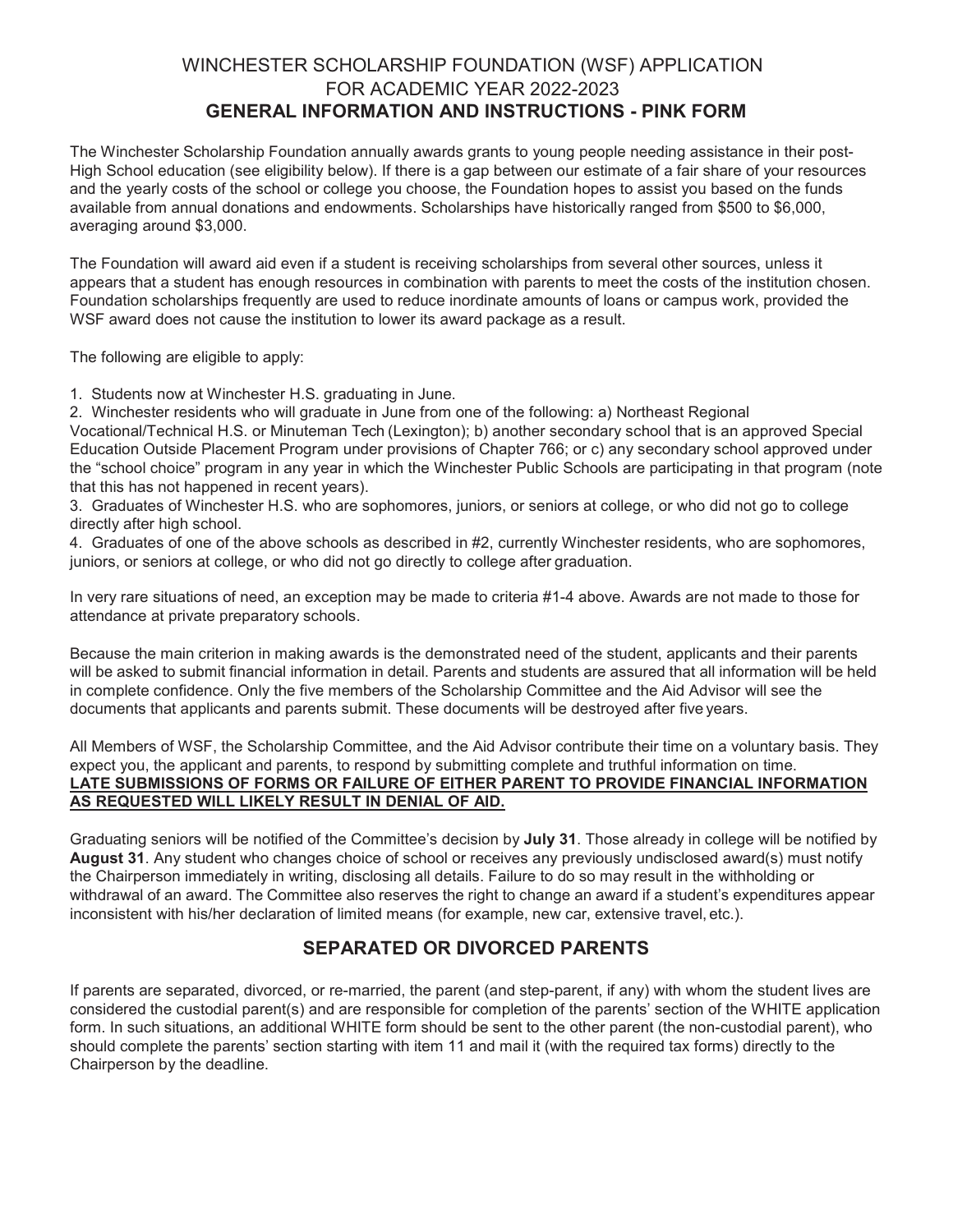# WINCHESTER SCHOLARSHIP FOUNDATION (WSF) APPLICATION FOR ACADEMIC YEAR 2022-2023

## GENERAL INFORMATION AND INSTRUCTIONS - PINK FORM

The Winchester Scholarship Foundation annually awards grants to young people needing assistance in their post-High School education (see eligibility below). If there is a gap between our estimate of a fair share of your resources and the yearly costs of the school or college you choose, the Foundation hopes to assist you based on the funds available from annual donations and endowments. Scholarships have historically ranged from $500 to $6,000, averaging around $3,000.

The Foundation will award aid even if a student is receiving scholarships from several other sources, unless it appears that a student has enough resources in combination with parents to meet the costs of the institution chosen. Foundation scholarships frequently are used to reduce inordinate amounts of loans or campus work, provided the WSF award does not cause the institution to lower its award package as a result.

The following are eligible to apply:

1. Students now at Winchester H.S. graduating in June.
2. Winchester residents who will graduate in June from one of the following: a) Northeast Regional Vocational/Technical H.S. or Minuteman Tech (Lexington); b) another secondary school that is an approved Special Education Outside Placement Program under provisions of Chapter 766; or c) any secondary school approved under the "school choice" program in any year in which the Winchester Public Schools are participating in that program (note that this has not happened in recent years).
3. Graduates of Winchester H.S. who are sophomores, juniors, or seniors at college, or who did not go to college directly after high school.
4. Graduates of one of the above schools as described in #2, currently Winchester residents, who are sophomores, juniors, or seniors at college, or who did not go directly to college after graduation.

In very rare situations of need, an exception may be made to criteria #1-4 above. Awards are not made to those for attendance at private preparatory schools.

Because the main criterion in making awards is the demonstrated need of the student, applicants and their parents will be asked to submit financial information in detail. Parents and students are assured that all information will be held in complete confidence. Only the five members of the Scholarship Committee and the Aid Advisor will see the documents that applicants and parents submit. These documents will be destroyed after five years.

All Members of WSF, the Scholarship Committee, and the Aid Advisor contribute their time on a voluntary basis. They expect you, the applicant and parents, to respond by submitting complete and truthful information on time.
**LATE SUBMISSIONS OF FORMS OR FAILURE OF EITHER PARENT TO PROVIDE FINANCIAL INFORMATION AS REQUESTED WILL LIKELY RESULT IN DENIAL OF AID.**

Graduating seniors will be notified of the Committee's decision by **July 31**. Those already in college will be notified by **August 31**. Any student who changes choice of school or receives any previously undisclosed award(s) must notify the Chairperson immediately in writing, disclosing all details. Failure to do so may result in the withholding or withdrawal of an award. The Committee also reserves the right to change an award if a student's expenditures appear inconsistent with his/her declaration of limited means (for example, new car, extensive travel, etc.).

## SEPARATED OR DIVORCED PARENTS

If parents are separated, divorced, or re-married, the parent (and step-parent, if any) with whom the student lives are considered the custodial parent(s) and are responsible for completion of the parents' section of the WHITE application form. In such situations, an additional WHITE form should be sent to the other parent (the non-custodial parent), who should complete the parents' section starting with item 11 and mail it (with the required tax forms) directly to the Chairperson by the deadline.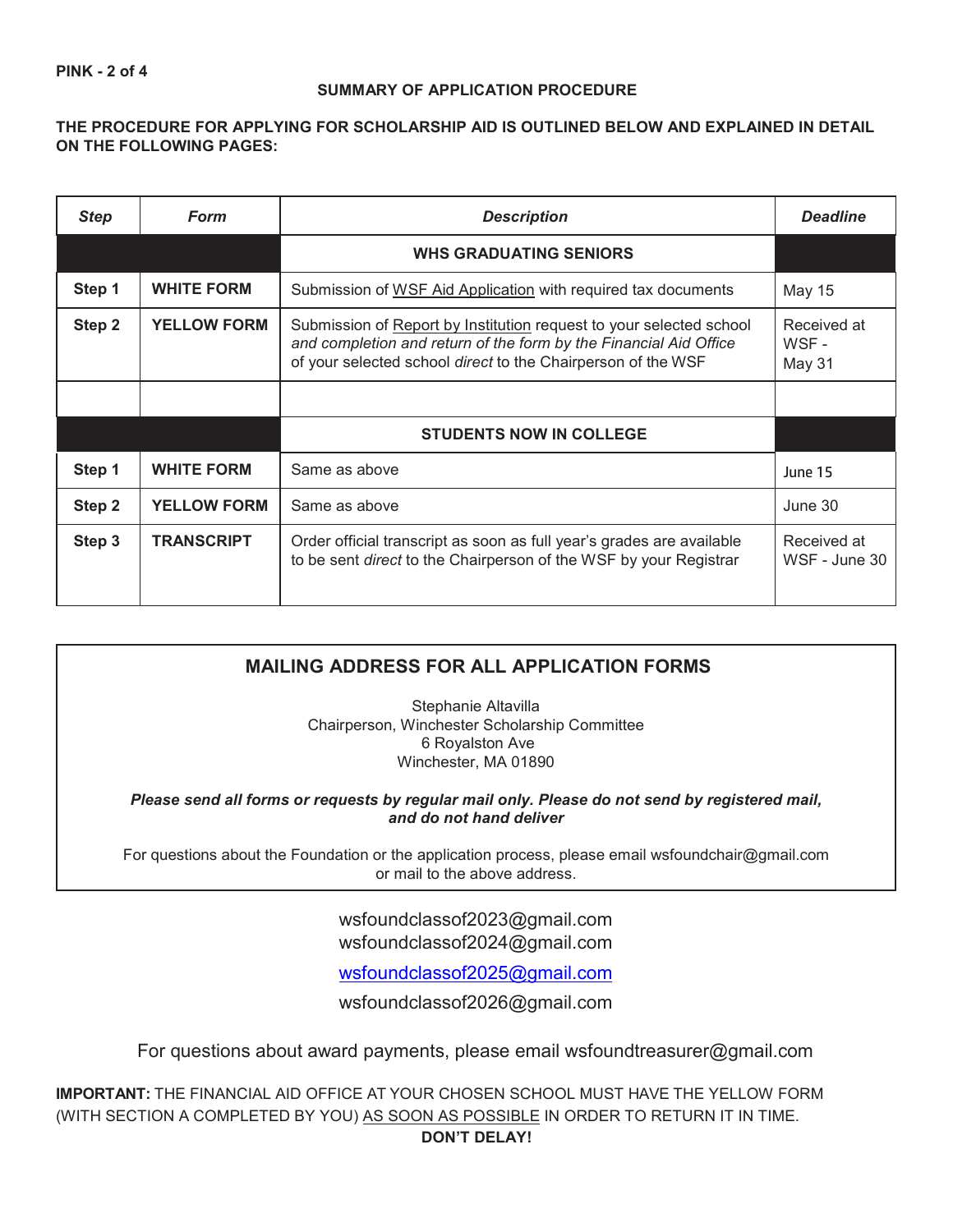**PINK - 2 of 4**

## SUMMARY OF APPLICATION PROCEDURE

**THE PROCEDURE FOR APPLYING FOR SCHOLARSHIP AID IS OUTLINED BELOW AND EXPLAINED IN DETAIL ON THE FOLLOWING PAGES:**

| ***Step*** | ***Form*** | ***Description*** | ***Deadline*** |
|---|---|---|---|
| | | **WHS GRADUATING SENIORS** | |
| **Step 1** | **WHITE FORM** | Submission of WSF Aid Application with required tax documents | May 15 |
| **Step 2** | **YELLOW FORM** | Submission of Report by Institution request to your selected school *and completion and return of the form by the Financial Aid Office* of your selected school *direct* to the Chairperson of the WSF | Received at WSF - May 31 |
| | | | |
| | | **STUDENTS NOW IN COLLEGE** | |
| **Step 1** | **WHITE FORM** | Same as above | June 15 |
| **Step 2** | **YELLOW FORM** | Same as above | June 30 |
| **Step 3** | **TRANSCRIPT** | Order official transcript as soon as full year's grades are available to be sent *direct* to the Chairperson of the WSF by your Registrar | Received at WSF - June 30 |

## MAILING ADDRESS FOR ALL APPLICATION FORMS

Stephanie Altavilla
Chairperson, Winchester Scholarship Committee
6 Royalston Ave
Winchester, MA 01890

***Please send all forms or requests by regular mail only. Please do not send by registered mail, and do not hand deliver***

For questions about the Foundation or the application process, please email wsfoundchair@gmail.com or mail to the above address.

wsfoundclassof2023@gmail.com
wsfoundclassof2024@gmail.com
wsfoundclassof2025@gmail.com
wsfoundclassof2026@gmail.com

For questions about award payments, please email wsfoundtreasurer@gmail.com

**IMPORTANT:** THE FINANCIAL AID OFFICE AT YOUR CHOSEN SCHOOL MUST HAVE THE YELLOW FORM (WITH SECTION A COMPLETED BY YOU) AS SOON AS POSSIBLE IN ORDER TO RETURN IT IN TIME.
**DON'T DELAY!**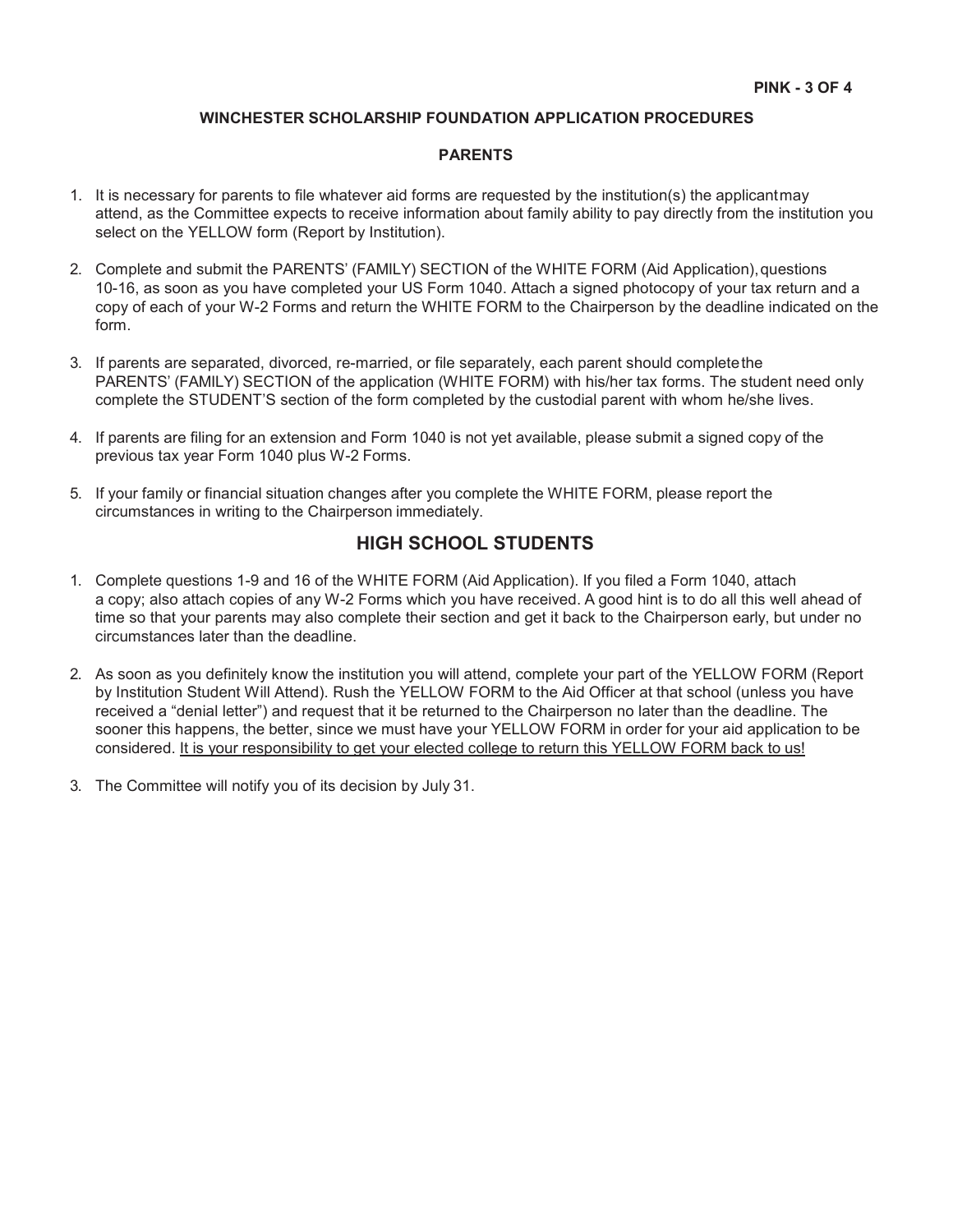## WINCHESTER SCHOLARSHIP FOUNDATION APPLICATION PROCEDURES

### PARENTS

1. It is necessary for parents to file whatever aid forms are requested by the institution(s) the applicant may attend, as the Committee expects to receive information about family ability to pay directly from the institution you select on the YELLOW form (Report by Institution).

2. Complete and submit the PARENTS' (FAMILY) SECTION of the WHITE FORM (Aid Application), questions 10-16, as soon as you have completed your US Form 1040. Attach a signed photocopy of your tax return and a copy of each of your W-2 Forms and return the WHITE FORM to the Chairperson by the deadline indicated on the form.

3. If parents are separated, divorced, re-married, or file separately, each parent should complete the PARENTS' (FAMILY) SECTION of the application (WHITE FORM) with his/her tax forms. The student need only complete the STUDENT'S section of the form completed by the custodial parent with whom he/she lives.

4. If parents are filing for an extension and Form 1040 is not yet available, please submit a signed copy of the previous tax year Form 1040 plus W-2 Forms.

5. If your family or financial situation changes after you complete the WHITE FORM, please report the circumstances in writing to the Chairperson immediately.

## HIGH SCHOOL STUDENTS

1. Complete questions 1-9 and 16 of the WHITE FORM (Aid Application). If you filed a Form 1040, attach a copy; also attach copies of any W-2 Forms which you have received. A good hint is to do all this well ahead of time so that your parents may also complete their section and get it back to the Chairperson early, but under no circumstances later than the deadline.

2. As soon as you definitely know the institution you will attend, complete your part of the YELLOW FORM (Report by Institution Student Will Attend). Rush the YELLOW FORM to the Aid Officer at that school (unless you have received a "denial letter") and request that it be returned to the Chairperson no later than the deadline. The sooner this happens, the better, since we must have your YELLOW FORM in order for your aid application to be considered. <u>It is your responsibility to get your elected college to return this YELLOW FORM back to us!</u>

3. The Committee will notify you of its decision by July 31.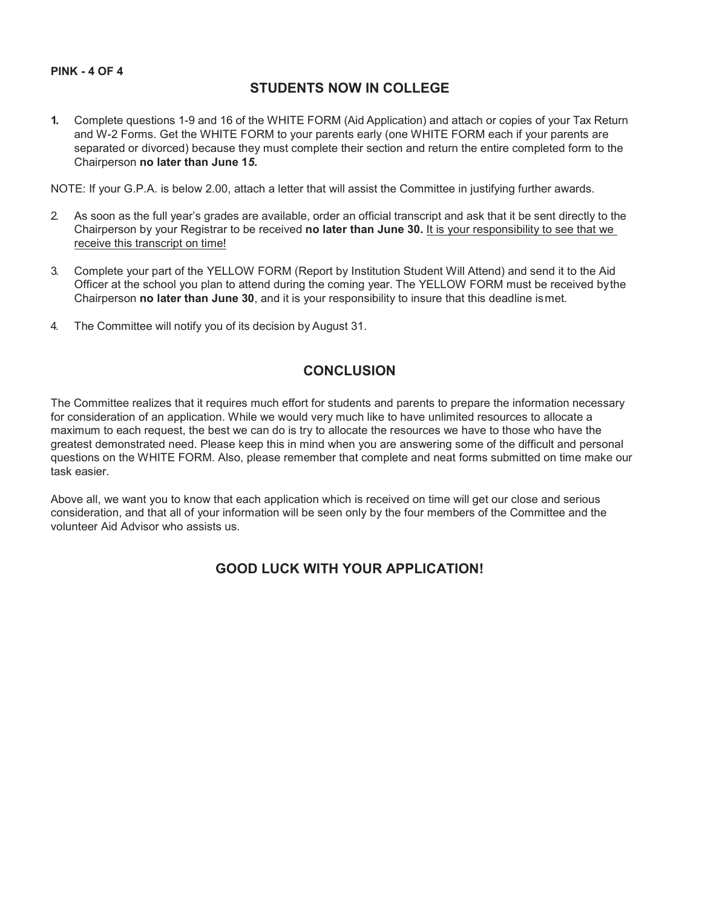## STUDENTS NOW IN COLLEGE

1. Complete questions 1-9 and 16 of the WHITE FORM (Aid Application) and attach or copies of your Tax Return and W-2 Forms. Get the WHITE FORM to your parents early (one WHITE FORM each if your parents are separated or divorced) because they must complete their section and return the entire completed form to the Chairperson **no later than June 15.**

NOTE: If your G.P.A. is below 2.00, attach a letter that will assist the Committee in justifying further awards.

2. As soon as the full year's grades are available, order an official transcript and ask that it be sent directly to the Chairperson by your Registrar to be received **no later than June 30.** <u>It is your responsibility to see that we receive this transcript on time!</u>

3. Complete your part of the YELLOW FORM (Report by Institution Student Will Attend) and send it to the Aid Officer at the school you plan to attend during the coming year. The YELLOW FORM must be received by the Chairperson **no later than June 30**, and it is your responsibility to insure that this deadline is met.

4. The Committee will notify you of its decision by August 31.

## CONCLUSION

The Committee realizes that it requires much effort for students and parents to prepare the information necessary for consideration of an application. While we would very much like to have unlimited resources to allocate a maximum to each request, the best we can do is try to allocate the resources we have to those who have the greatest demonstrated need. Please keep this in mind when you are answering some of the difficult and personal questions on the WHITE FORM. Also, please remember that complete and neat forms submitted on time make our task easier.

Above all, we want you to know that each application which is received on time will get our close and serious consideration, and that all of your information will be seen only by the four members of the Committee and the volunteer Aid Advisor who assists us.

## GOOD LUCK WITH YOUR APPLICATION!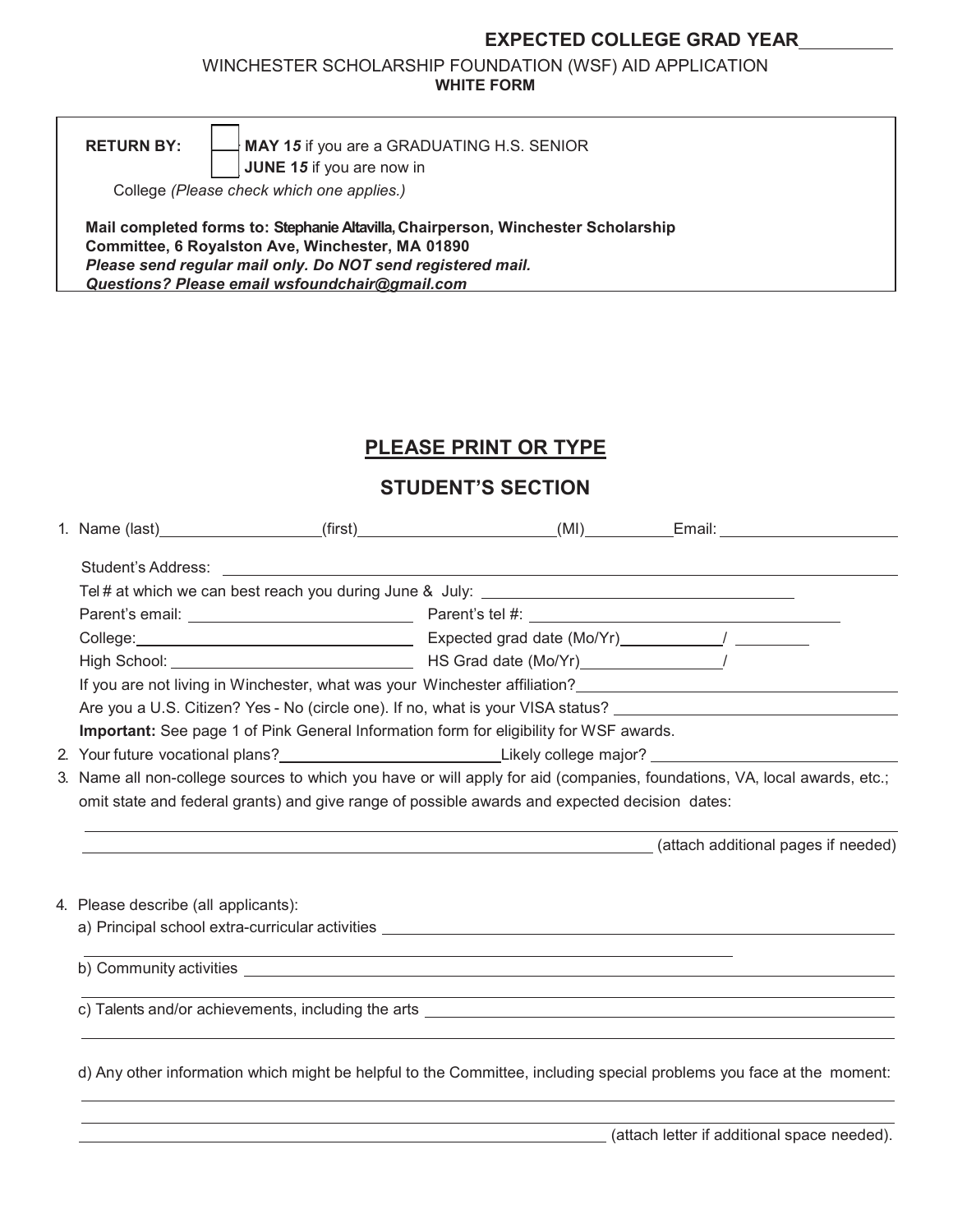**EXPECTED COLLEGE GRAD YEAR** __________

WINCHESTER SCHOLARSHIP FOUNDATION (WSF) AID APPLICATION

**WHITE FORM**

**RETURN BY:** ☐ **MAY 1*5*** if you are a GRADUATING H.S. SENIOR
☐ **JUNE 1*5*** if you are now in College *(Please check which one applies.)*

**Mail completed forms to: Stephanie Altavilla, Chairperson, Winchester Scholarship Committee, 6 Royalston Ave, Winchester, MA 01890**
***Please send regular mail only. Do NOT send registered mail.***
***Questions? Please email wsfoundchair@gmail.com***

## PLEASE PRINT OR TYPE

## STUDENT'S SECTION

1. Name (last)__________________(first)______________________(MI)__________Email: ____________________

   Student's Address: ______________________________________________________________

   Tel # at which we can best reach you during June & July: ____________________________________

   Parent's email: __________________________ Parent's tel #: ____________________________________

   College:________________________________ Expected grad date (Mo/Yr)____________/ _________

   High School: ____________________________ HS Grad date (Mo/Yr)________________/

   If you are not living in Winchester, what was your Winchester affiliation?________________________

   Are you a U.S. Citizen? Yes - No (circle one). If no, what is your VISA status? ____________________

   **Important:** See page 1 of Pink General Information form for eligibility for WSF awards.

2. Your future vocational plans?_________________________Likely college major? ____________________

3. Name all non-college sources to which you have or will apply for aid (companies, foundations, VA, local awards, etc.; omit state and federal grants) and give range of possible awards and expected decision dates:

   ______________________________________________________________________________

   ______________________________________________________________ (attach additional pages if needed)

4. Please describe (all applicants):

   a) Principal school extra-curricular activities ________________________________________________

   ______________________________________________________________________________

   b) Community activities ______________________________________________________________

   ______________________________________________________________________________

   c) Talents and/or achievements, including the arts ______________________________________________

   ______________________________________________________________________________

   d) Any other information which might be helpful to the Committee, including special problems you face at the moment:

   ______________________________________________________________________________

   ______________________________________________________________________________

   ______________________________________________________________ (attach letter if additional space needed).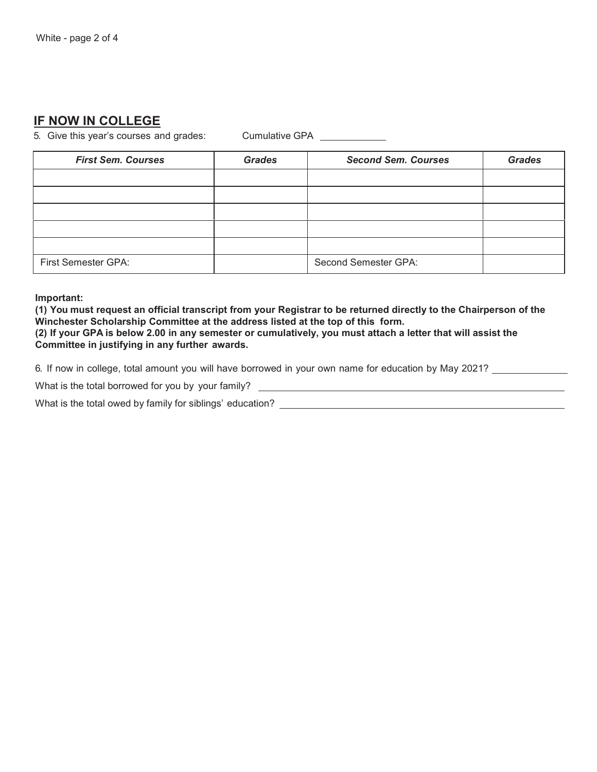## IF NOW IN COLLEGE

5. Give this year's courses and grades: Cumulative GPA ____________

| *First Sem. Courses* | *Grades* | *Second Sem. Courses* | *Grades* |
|---|---|---|---|
| | | | |
| | | | |
| | | | |
| | | | |
| | | | |
| First Semester GPA: | | Second Semester GPA: | |

**Important:**

**(1) You must request an official transcript from your Registrar to be returned directly to the Chairperson of the Winchester Scholarship Committee at the address listed at the top of this form.**

**(2) If your GPA is below 2.00 in any semester or cumulatively, you must attach a letter that will assist the Committee in justifying in any further awards.**

6. If now in college, total amount you will have borrowed in your own name for education by May 2021? ______________

What is the total borrowed for you by your family? ____________________________________________

What is the total owed by family for siblings' education? ____________________________________________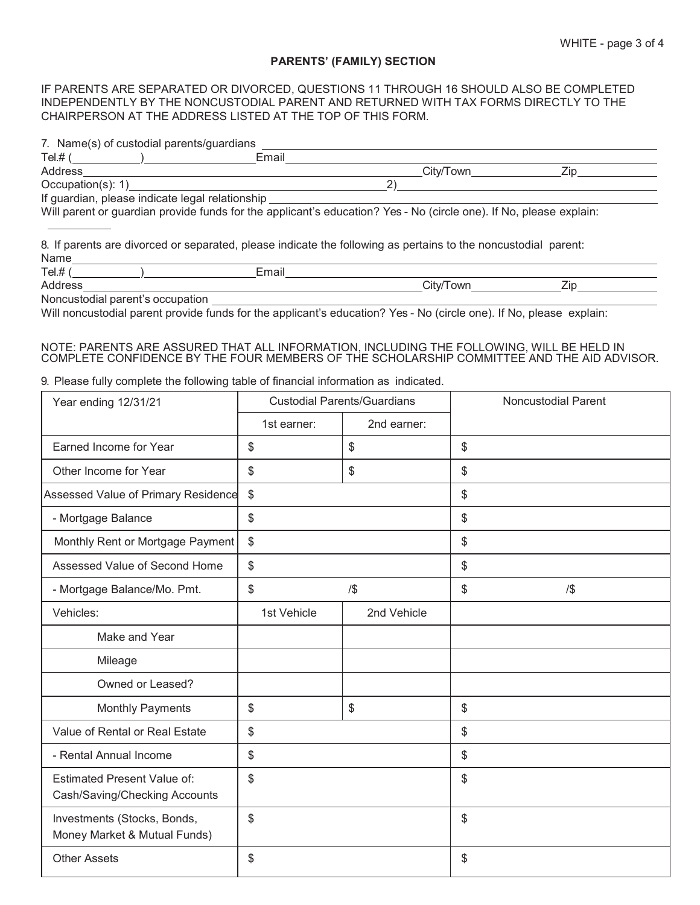## PARENTS' (FAMILY) SECTION

IF PARENTS ARE SEPARATED OR DIVORCED, QUESTIONS 11 THROUGH 16 SHOULD ALSO BE COMPLETED INDEPENDENTLY BY THE NONCUSTODIAL PARENT AND RETURNED WITH TAX FORMS DIRECTLY TO THE CHAIRPERSON AT THE ADDRESS LISTED AT THE TOP OF THIS FORM.

7. Name(s) of custodial parents/guardians ____________________

Tel.# (__________)________________ Email____________________

Address____________________ City/Town__________ Zip__________

Occupation(s): 1)____________________ 2)____________________

If guardian, please indicate legal relationship ____________________

Will parent or guardian provide funds for the applicant's education? Yes - No (circle one). If No, please explain:

__________

8. If parents are divorced or separated, please indicate the following as pertains to the noncustodial parent:

Name____________________

Tel.# (__________)________________ Email____________________

Address____________________ City/Town__________ Zip__________

Noncustodial parent's occupation ____________________

Will noncustodial parent provide funds for the applicant's education? Yes - No (circle one). If No, please explain:

NOTE: PARENTS ARE ASSURED THAT ALL INFORMATION, INCLUDING THE FOLLOWING, WILL BE HELD IN COMPLETE CONFIDENCE BY THE FOUR MEMBERS OF THE SCHOLARSHIP COMMITTEE AND THE AID ADVISOR.

9. Please fully complete the following table of financial information as indicated.

| Year ending 12/31/21 | Custodial Parents/Guardians | | Noncustodial Parent |
|---|---|---|---|
| | 1st earner: | 2nd earner: | |
| Earned Income for Year | $ | $ | $ |
| Other Income for Year | $ | $ | $ |
| Assessed Value of Primary Residence | $ | | $ |
| - Mortgage Balance | $ | | $ |
| Monthly Rent or Mortgage Payment | $ | | $ |
| Assessed Value of Second Home | $ | | $ |
| - Mortgage Balance/Mo. Pmt. | $ /$ | | $ /$ |
| Vehicles: | 1st Vehicle | 2nd Vehicle | |
| Make and Year | | | |
| Mileage | | | |
| Owned or Leased? | | | |
| Monthly Payments | $ | $ | $ |
| Value of Rental or Real Estate | $ | | $ |
| - Rental Annual Income | $ | | $ |
| Estimated Present Value of: Cash/Saving/Checking Accounts | $ | | $ |
| Investments (Stocks, Bonds, Money Market & Mutual Funds) | $ | | $ |
| Other Assets | $ | | $ |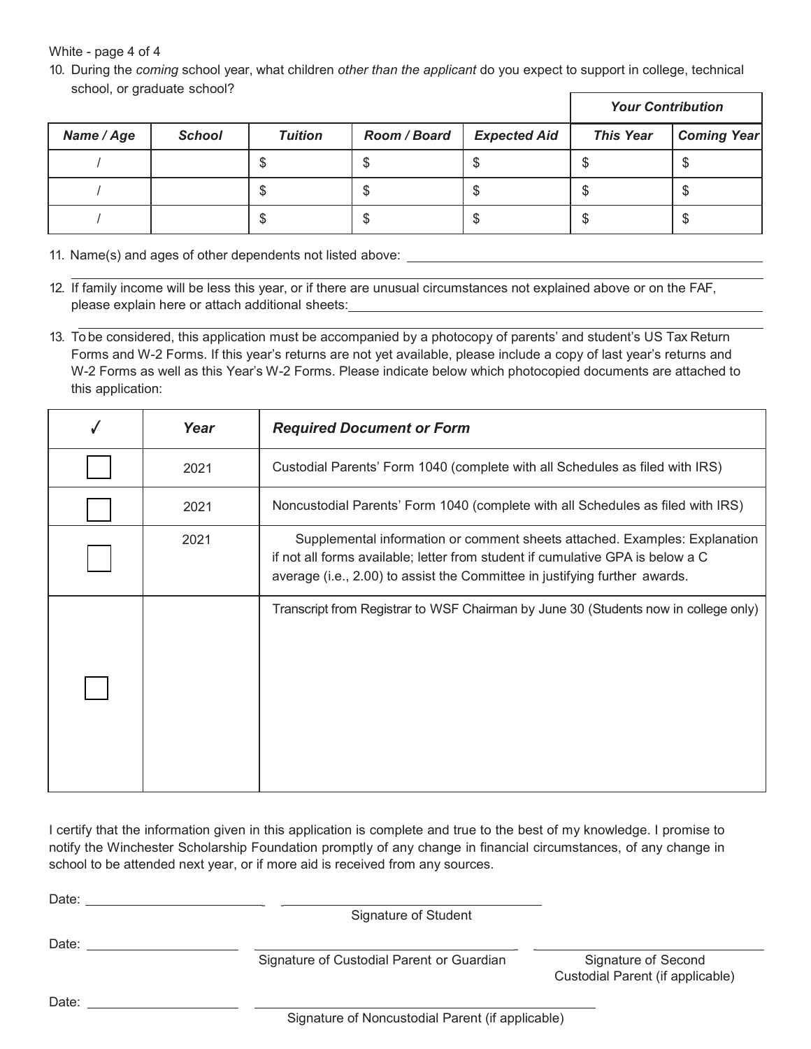10. During the *coming* school year, what children *other than the applicant* do you expect to support in college, technical school, or graduate school?

| | | | | | *Your Contribution* | |
|---|---|---|---|---|---|---|
| ***Name / Age*** | ***School*** | ***Tuition*** | ***Room / Board*** | ***Expected Aid*** | ***This Year*** | ***Coming Year*** |
| / | | $ | $ | $ | $ | $ |
| / | | $ | $ | $ | $ | $ |
| / | | $ | $ | $ | $ | $ |

11. Name(s) and ages of other dependents not listed above: ______________________________

12. If family income will be less this year, or if there are unusual circumstances not explained above or on the FAF, please explain here or attach additional sheets: ______________________________

13. To be considered, this application must be accompanied by a photocopy of parents' and student's US Tax Return Forms and W-2 Forms. If this year's returns are not yet available, please include a copy of last year's returns and W-2 Forms as well as this Year's W-2 Forms. Please indicate below which photocopied documents are attached to this application:

| ✓ | *Year* | *Required Document or Form* |
|---|---|---|
| ☐ | 2021 | Custodial Parents' Form 1040 (complete with all Schedules as filed with IRS) |
| ☐ | 2021 | Noncustodial Parents' Form 1040 (complete with all Schedules as filed with IRS) |
| ☐ | 2021 | Supplemental information or comment sheets attached. Examples: Explanation if not all forms available; letter from student if cumulative GPA is below a C average (i.e., 2.00) to assist the Committee in justifying further awards. |
| ☐ | | Transcript from Registrar to WSF Chairman by June 30 (Students now in college only) |

I certify that the information given in this application is complete and true to the best of my knowledge. I promise to notify the Winchester Scholarship Foundation promptly of any change in financial circumstances, of any change in school to be attended next year, or if more aid is received from any sources.

Date: ______________________ ______________________
Signature of Student

Date: ______________________ ______________________ ______________________
Signature of Custodial Parent or Guardian | Signature of Second Custodial Parent (if applicable)

Date: ______________________ ______________________
Signature of Noncustodial Parent (if applicable)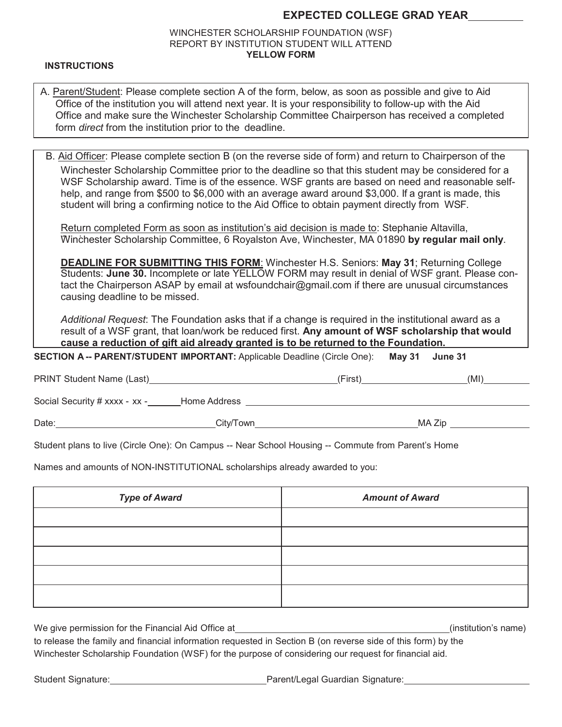**EXPECTED COLLEGE GRAD YEAR**\_\_\_\_\_\_\_\_\_\_

WINCHESTER SCHOLARSHIP FOUNDATION (WSF)
REPORT BY INSTITUTION STUDENT WILL ATTEND
**YELLOW FORM**

**INSTRUCTIONS**

A. Parent/Student: Please complete section A of the form, below, as soon as possible and give to Aid Office of the institution you will attend next year. It is your responsibility to follow-up with the Aid Office and make sure the Winchester Scholarship Committee Chairperson has received a completed form *direct* from the institution prior to the deadline.

B. Aid Officer: Please complete section B (on the reverse side of form) and return to Chairperson of the Winchester Scholarship Committee prior to the deadline so that this student may be considered for a WSF Scholarship award. Time is of the essence. WSF grants are based on need and reasonable self-help, and range from $500 to $6,000 with an average award around $3,000. If a grant is made, this student will bring a confirming notice to the Aid Office to obtain payment directly from WSF.

Return completed Form as soon as institution's aid decision is made to: Stephanie Altavilla, Winchester Scholarship Committee, 6 Royalston Ave, Winchester, MA 01890 **by regular mail only**.

**DEADLINE FOR SUBMITTING THIS FORM**: Winchester H.S. Seniors: **May 31**; Returning College Students: **June 30.** Incomplete or late YELLOW FORM may result in denial of WSF grant. Please contact the Chairperson ASAP by email at wsfoundchair@gmail.com if there are unusual circumstances causing deadline to be missed.

*Additional Request*: The Foundation asks that if a change is required in the institutional award as a result of a WSF grant, that loan/work be reduced first. **Any amount of WSF scholarship that would cause a reduction of gift aid already granted is to be returned to the Foundation.**

**SECTION A -- PARENT/STUDENT IMPORTANT:** Applicable Deadline (Circle One): **May 31** **June 31**

PRINT Student Name (Last)\_\_\_\_\_\_\_\_\_\_\_\_\_\_\_\_\_\_\_\_ (First)\_\_\_\_\_\_\_\_\_\_\_\_\_\_\_\_ (MI)\_\_\_\_\_\_\_

Social Security # xxxx - xx -\_\_\_\_\_\_ Home Address \_\_\_\_\_\_\_\_\_\_\_\_\_\_\_\_\_\_\_\_\_\_\_\_\_\_\_\_\_\_

Date:\_\_\_\_\_\_\_\_\_\_\_\_\_\_\_\_\_\_ City/Town\_\_\_\_\_\_\_\_\_\_\_\_\_\_\_\_\_\_\_\_ MA Zip \_\_\_\_\_\_\_\_\_\_\_\_

Student plans to live (Circle One): On Campus -- Near School Housing -- Commute from Parent's Home

Names and amounts of NON-INSTITUTIONAL scholarships already awarded to you:

| *Type of Award* | *Amount of Award* |
| --- | --- |
| | |
| | |
| | |
| | |
| | |

We give permission for the Financial Aid Office at\_\_\_\_\_\_\_\_\_\_\_\_\_\_\_\_\_\_\_\_\_\_\_\_\_\_\_\_ (institution's name) to release the family and financial information requested in Section B (on reverse side of this form) by the Winchester Scholarship Foundation (WSF) for the purpose of considering our request for financial aid.

Student Signature:\_\_\_\_\_\_\_\_\_\_\_\_\_\_\_\_\_\_\_\_\_\_ Parent/Legal Guardian Signature:\_\_\_\_\_\_\_\_\_\_\_\_\_\_\_\_\_\_\_\_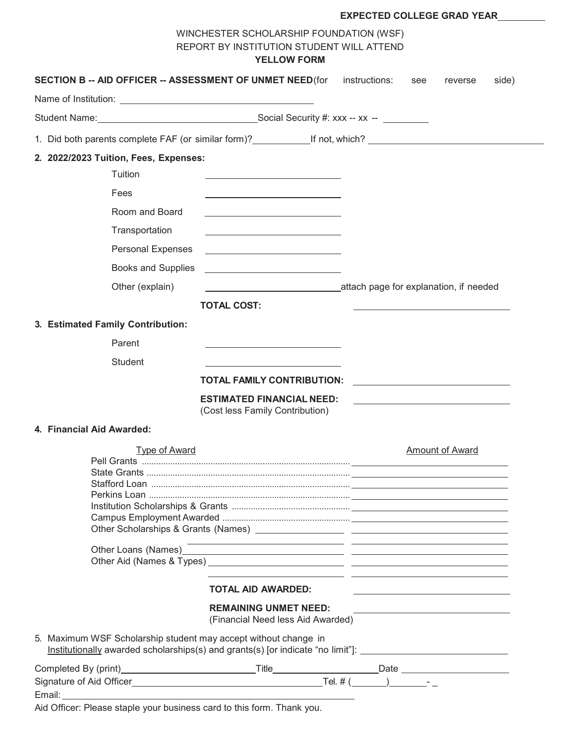EXPECTED COLLEGE GRAD YEAR__________

WINCHESTER SCHOLARSHIP FOUNDATION (WSF)
REPORT BY INSTITUTION STUDENT WILL ATTEND
**YELLOW FORM**

**SECTION B -- AID OFFICER -- ASSESSMENT OF UNMET NEED** (for instructions: see reverse side)

Name of Institution: ______________________________________

Student Name: ______________________________ Social Security #: xxx -- xx -- _________

1. Did both parents complete FAF (or similar form)? __________ If not, which? ________________________________

**2. 2022/2023 Tuition, Fees, Expenses:**

| | | |
|---|---|---|
| Tuition | __________________ | |
| Fees | __________________ | |
| Room and Board | __________________ | |
| Transportation | __________________ | |
| Personal Expenses | __________________ | |
| Books and Supplies | __________________ | |
| Other (explain) | __________________ attach page for explanation, if needed | |
| | **TOTAL COST:** | __________________ |

**3. Estimated Family Contribution:**

| | | |
|---|---|---|
| Parent | __________________ | |
| Student | __________________ | |
| | **TOTAL FAMILY CONTRIBUTION:** | __________________ |
| | **ESTIMATED FINANCIAL NEED:** (Cost less Family Contribution) | __________________ |

**4. Financial Aid Awarded:**

| Type of Award | Amount of Award |
|---|---|
| Pell Grants | __________________ |
| State Grants | __________________ |
| Stafford Loan | __________________ |
| Perkins Loan | __________________ |
| Institution Scholarships & Grants | __________________ |
| Campus Employment Awarded | __________________ |
| Other Scholarships & Grants (Names) __________________ | __________________ |
| __________________ | __________________ |
| Other Loans (Names) __________________ | __________________ |
| Other Aid (Names & Types) __________________ | __________________ |
| __________________ | __________________ |
| **TOTAL AID AWARDED:** | __________________ |
| **REMAINING UNMET NEED:** (Financial Need less Aid Awarded) | __________________ |

5. Maximum WSF Scholarship student may accept without change in Institutionally awarded scholarships(s) and grants(s) [or indicate "no limit"]: ____________________

Completed By (print) ____________________ Title ________________ Date ________________

Signature of Aid Officer ______________________________ Tel. # (______) ______ - _

Email: ______________________________________________

Aid Officer: Please staple your business card to this form. Thank you.